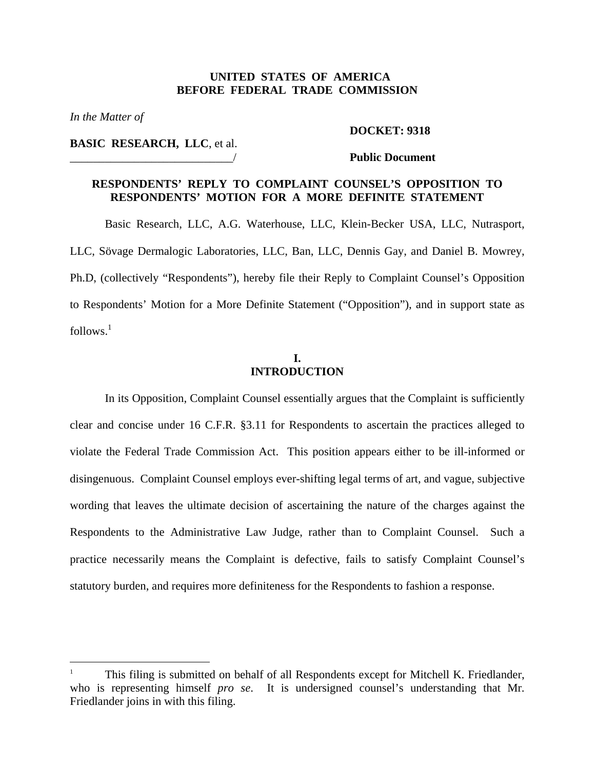**UNITED STATES OF AMERICA**
**BEFORE FEDERAL TRADE COMMISSION**

*In the Matter of*

**BASIC RESEARCH, LLC**, et al.
_____________________________/

**DOCKET: 9318**

**Public Document**

## RESPONDENTS' REPLY TO COMPLAINT COUNSEL'S OPPOSITION TO RESPONDENTS' MOTION FOR A MORE DEFINITE STATEMENT

Basic Research, LLC, A.G. Waterhouse, LLC, Klein-Becker USA, LLC, Nutrasport, LLC, Sövage Dermalogic Laboratories, LLC, Ban, LLC, Dennis Gay, and Daniel B. Mowrey, Ph.D, (collectively "Respondents"), hereby file their Reply to Complaint Counsel's Opposition to Respondents' Motion for a More Definite Statement ("Opposition"), and in support state as follows.[1]

### I. INTRODUCTION

In its Opposition, Complaint Counsel essentially argues that the Complaint is sufficiently clear and concise under 16 C.F.R. §3.11 for Respondents to ascertain the practices alleged to violate the Federal Trade Commission Act. This position appears either to be ill-informed or disingenuous. Complaint Counsel employs ever-shifting legal terms of art, and vague, subjective wording that leaves the ultimate decision of ascertaining the nature of the charges against the Respondents to the Administrative Law Judge, rather than to Complaint Counsel. Such a practice necessarily means the Complaint is defective, fails to satisfy Complaint Counsel's statutory burden, and requires more definiteness for the Respondents to fashion a response.

---

[1] This filing is submitted on behalf of all Respondents except for Mitchell K. Friedlander, who is representing himself *pro se*. It is undersigned counsel's understanding that Mr. Friedlander joins in with this filing.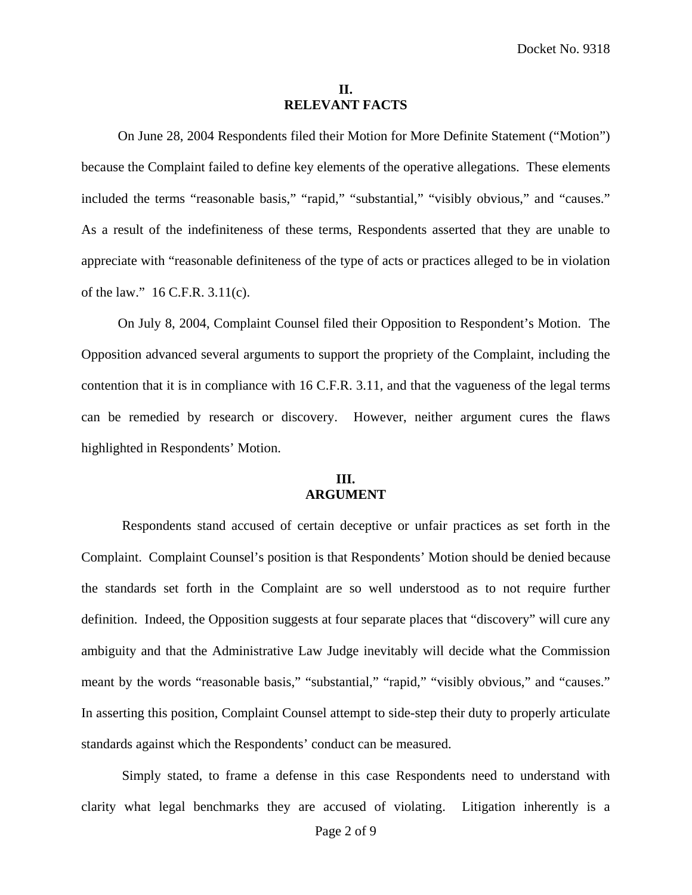## II. RELEVANT FACTS

On June 28, 2004 Respondents filed their Motion for More Definite Statement ("Motion") because the Complaint failed to define key elements of the operative allegations. These elements included the terms "reasonable basis," "rapid," "substantial," "visibly obvious," and "causes." As a result of the indefiniteness of these terms, Respondents asserted that they are unable to appreciate with "reasonable definiteness of the type of acts or practices alleged to be in violation of the law." 16 C.F.R. 3.11(c).

On July 8, 2004, Complaint Counsel filed their Opposition to Respondent's Motion. The Opposition advanced several arguments to support the propriety of the Complaint, including the contention that it is in compliance with 16 C.F.R. 3.11, and that the vagueness of the legal terms can be remedied by research or discovery. However, neither argument cures the flaws highlighted in Respondents' Motion.

## III. ARGUMENT

Respondents stand accused of certain deceptive or unfair practices as set forth in the Complaint. Complaint Counsel's position is that Respondents' Motion should be denied because the standards set forth in the Complaint are so well understood as to not require further definition. Indeed, the Opposition suggests at four separate places that "discovery" will cure any ambiguity and that the Administrative Law Judge inevitably will decide what the Commission meant by the words "reasonable basis," "substantial," "rapid," "visibly obvious," and "causes." In asserting this position, Complaint Counsel attempt to side-step their duty to properly articulate standards against which the Respondents' conduct can be measured.

Simply stated, to frame a defense in this case Respondents need to understand with clarity what legal benchmarks they are accused of violating. Litigation inherently is a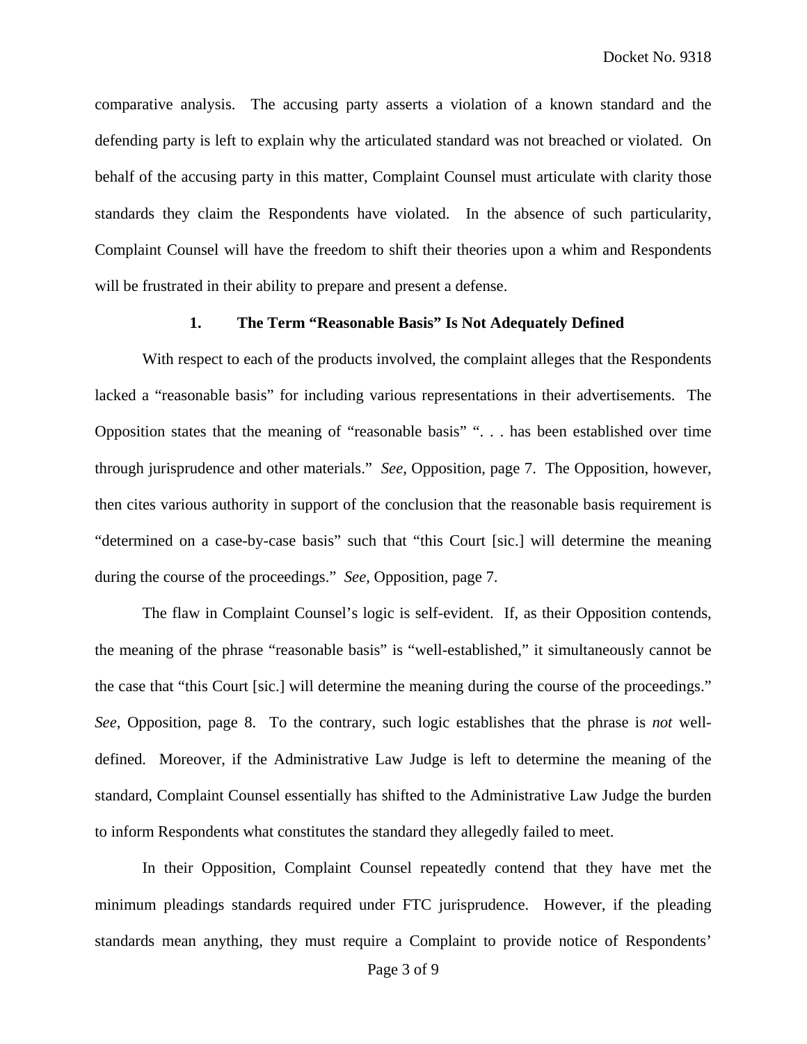comparative analysis. The accusing party asserts a violation of a known standard and the defending party is left to explain why the articulated standard was not breached or violated. On behalf of the accusing party in this matter, Complaint Counsel must articulate with clarity those standards they claim the Respondents have violated. In the absence of such particularity, Complaint Counsel will have the freedom to shift their theories upon a whim and Respondents will be frustrated in their ability to prepare and present a defense.

### 1. The Term "Reasonable Basis" Is Not Adequately Defined

With respect to each of the products involved, the complaint alleges that the Respondents lacked a "reasonable basis" for including various representations in their advertisements. The Opposition states that the meaning of "reasonable basis" ". . . has been established over time through jurisprudence and other materials." *See*, Opposition, page 7. The Opposition, however, then cites various authority in support of the conclusion that the reasonable basis requirement is "determined on a case-by-case basis" such that "this Court [sic.] will determine the meaning during the course of the proceedings." *See*, Opposition, page 7.

The flaw in Complaint Counsel's logic is self-evident. If, as their Opposition contends, the meaning of the phrase "reasonable basis" is "well-established," it simultaneously cannot be the case that "this Court [sic.] will determine the meaning during the course of the proceedings." *See*, Opposition, page 8. To the contrary, such logic establishes that the phrase is *not* well-defined. Moreover, if the Administrative Law Judge is left to determine the meaning of the standard, Complaint Counsel essentially has shifted to the Administrative Law Judge the burden to inform Respondents what constitutes the standard they allegedly failed to meet.

In their Opposition, Complaint Counsel repeatedly contend that they have met the minimum pleadings standards required under FTC jurisprudence. However, if the pleading standards mean anything, they must require a Complaint to provide notice of Respondents'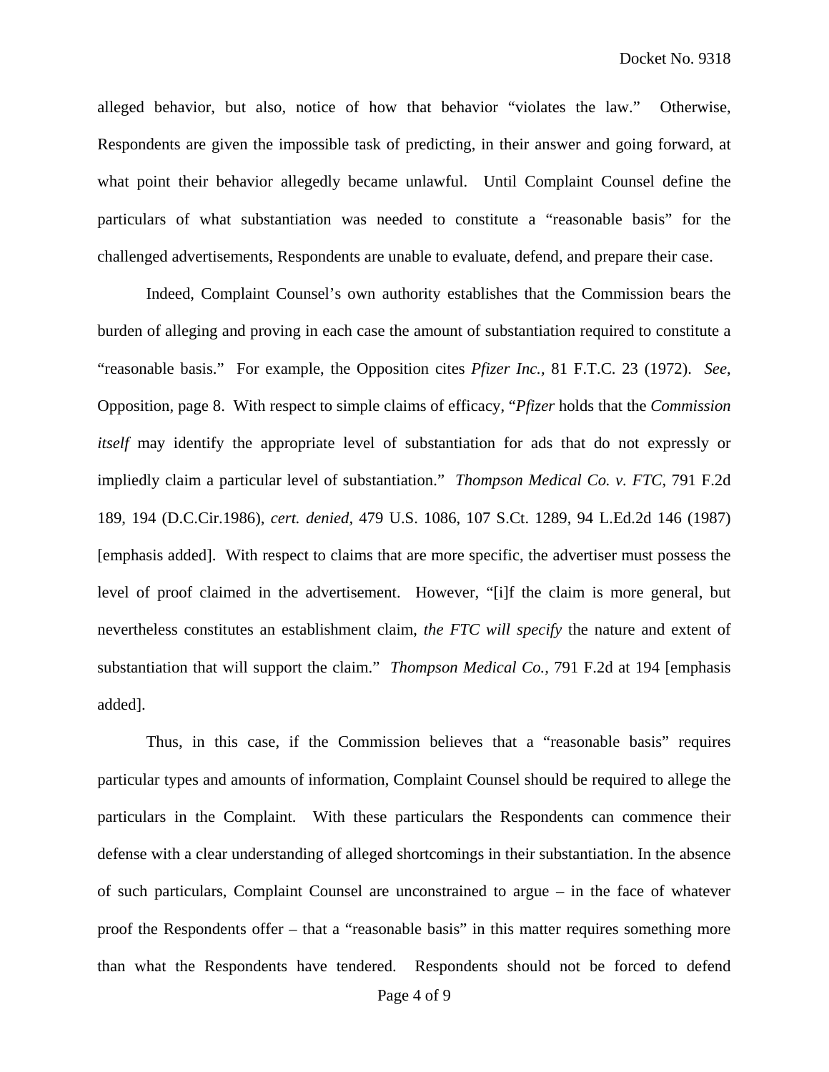alleged behavior, but also, notice of how that behavior "violates the law." Otherwise, Respondents are given the impossible task of predicting, in their answer and going forward, at what point their behavior allegedly became unlawful. Until Complaint Counsel define the particulars of what substantiation was needed to constitute a "reasonable basis" for the challenged advertisements, Respondents are unable to evaluate, defend, and prepare their case.

Indeed, Complaint Counsel's own authority establishes that the Commission bears the burden of alleging and proving in each case the amount of substantiation required to constitute a "reasonable basis." For example, the Opposition cites *Pfizer Inc.,* 81 F.T.C. 23 (1972). *See*, Opposition, page 8. With respect to simple claims of efficacy, "*Pfizer* holds that the *Commission itself* may identify the appropriate level of substantiation for ads that do not expressly or impliedly claim a particular level of substantiation." *Thompson Medical Co. v. FTC,* 791 F.2d 189, 194 (D.C.Cir.1986), *cert. denied,* 479 U.S. 1086, 107 S.Ct. 1289, 94 L.Ed.2d 146 (1987) [emphasis added]. With respect to claims that are more specific, the advertiser must possess the level of proof claimed in the advertisement. However, "[i]f the claim is more general, but nevertheless constitutes an establishment claim, *the FTC will specify* the nature and extent of substantiation that will support the claim." *Thompson Medical Co.,* 791 F.2d at 194 [emphasis added].

Thus, in this case, if the Commission believes that a "reasonable basis" requires particular types and amounts of information, Complaint Counsel should be required to allege the particulars in the Complaint. With these particulars the Respondents can commence their defense with a clear understanding of alleged shortcomings in their substantiation. In the absence of such particulars, Complaint Counsel are unconstrained to argue – in the face of whatever proof the Respondents offer – that a "reasonable basis" in this matter requires something more than what the Respondents have tendered. Respondents should not be forced to defend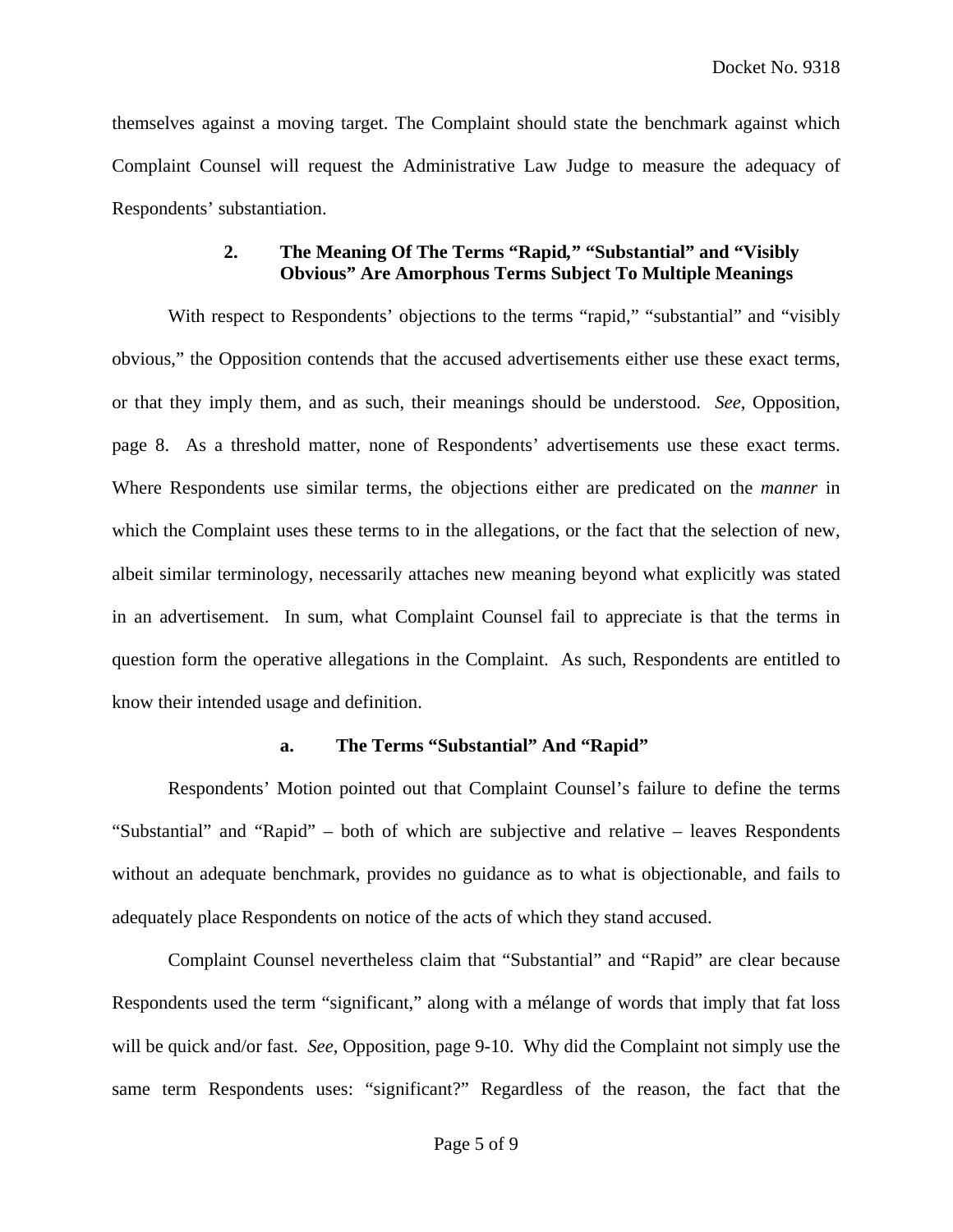themselves against a moving target. The Complaint should state the benchmark against which Complaint Counsel will request the Administrative Law Judge to measure the adequacy of Respondents' substantiation.

### 2. The Meaning Of The Terms "Rapid," "Substantial" and "Visibly Obvious" Are Amorphous Terms Subject To Multiple Meanings

With respect to Respondents' objections to the terms "rapid," "substantial" and "visibly obvious," the Opposition contends that the accused advertisements either use these exact terms, or that they imply them, and as such, their meanings should be understood. *See*, Opposition, page 8. As a threshold matter, none of Respondents' advertisements use these exact terms. Where Respondents use similar terms, the objections either are predicated on the *manner* in which the Complaint uses these terms to in the allegations, or the fact that the selection of new, albeit similar terminology, necessarily attaches new meaning beyond what explicitly was stated in an advertisement. In sum, what Complaint Counsel fail to appreciate is that the terms in question form the operative allegations in the Complaint. As such, Respondents are entitled to know their intended usage and definition.

#### a. The Terms "Substantial" And "Rapid"

Respondents' Motion pointed out that Complaint Counsel's failure to define the terms "Substantial" and "Rapid" – both of which are subjective and relative – leaves Respondents without an adequate benchmark, provides no guidance as to what is objectionable, and fails to adequately place Respondents on notice of the acts of which they stand accused.

Complaint Counsel nevertheless claim that "Substantial" and "Rapid" are clear because Respondents used the term "significant," along with a mélange of words that imply that fat loss will be quick and/or fast. *See*, Opposition, page 9-10. Why did the Complaint not simply use the same term Respondents uses: "significant?" Regardless of the reason, the fact that the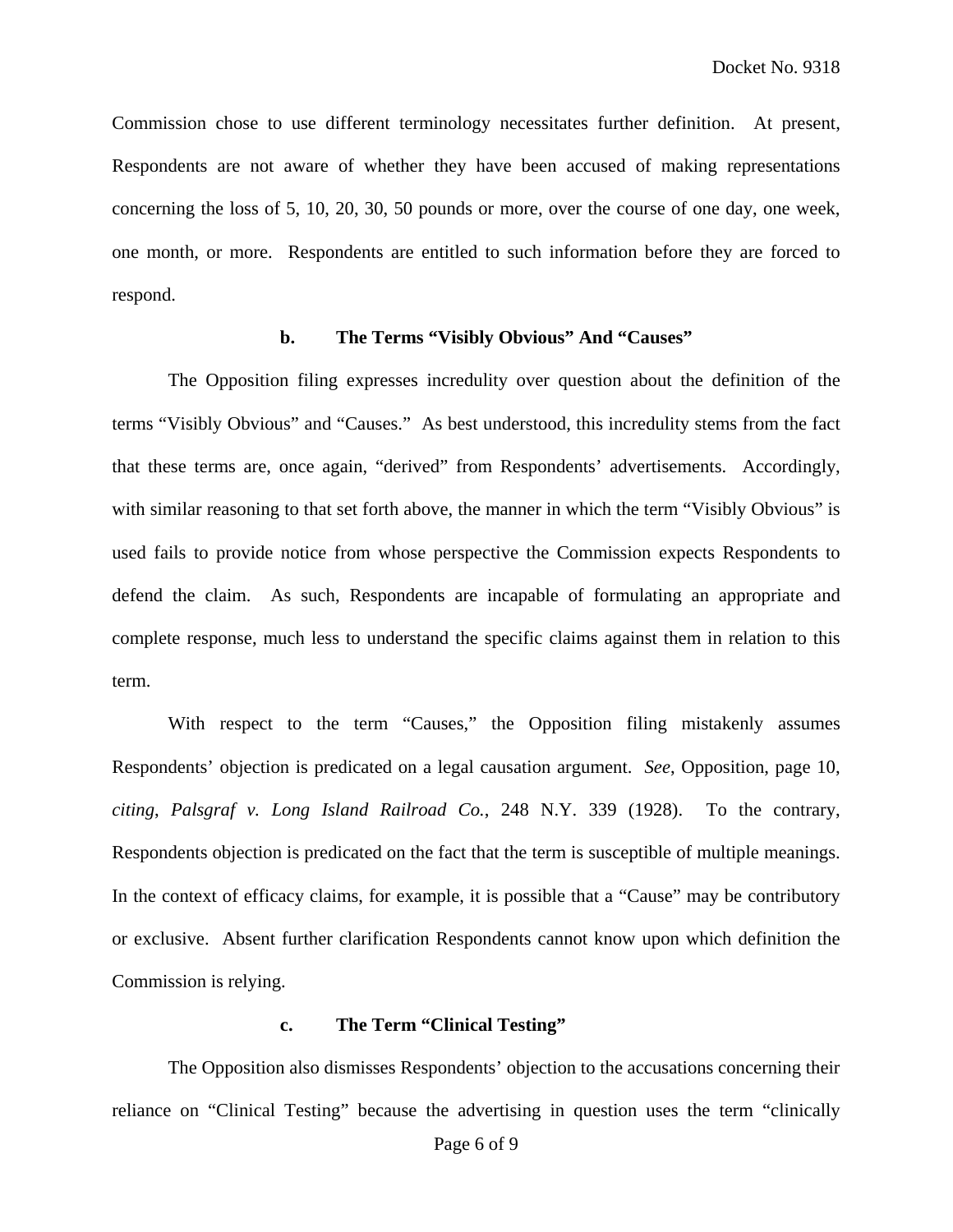Commission chose to use different terminology necessitates further definition. At present, Respondents are not aware of whether they have been accused of making representations concerning the loss of 5, 10, 20, 30, 50 pounds or more, over the course of one day, one week, one month, or more. Respondents are entitled to such information before they are forced to respond.

### b. The Terms "Visibly Obvious" And "Causes"

The Opposition filing expresses incredulity over question about the definition of the terms "Visibly Obvious" and "Causes." As best understood, this incredulity stems from the fact that these terms are, once again, "derived" from Respondents' advertisements. Accordingly, with similar reasoning to that set forth above, the manner in which the term "Visibly Obvious" is used fails to provide notice from whose perspective the Commission expects Respondents to defend the claim. As such, Respondents are incapable of formulating an appropriate and complete response, much less to understand the specific claims against them in relation to this term.

With respect to the term "Causes," the Opposition filing mistakenly assumes Respondents' objection is predicated on a legal causation argument. *See*, Opposition, page 10, *citing*, *Palsgraf v. Long Island Railroad Co.*, 248 N.Y. 339 (1928). To the contrary, Respondents objection is predicated on the fact that the term is susceptible of multiple meanings. In the context of efficacy claims, for example, it is possible that a "Cause" may be contributory or exclusive. Absent further clarification Respondents cannot know upon which definition the Commission is relying.

### c. The Term "Clinical Testing"

The Opposition also dismisses Respondents' objection to the accusations concerning their reliance on "Clinical Testing" because the advertising in question uses the term "clinically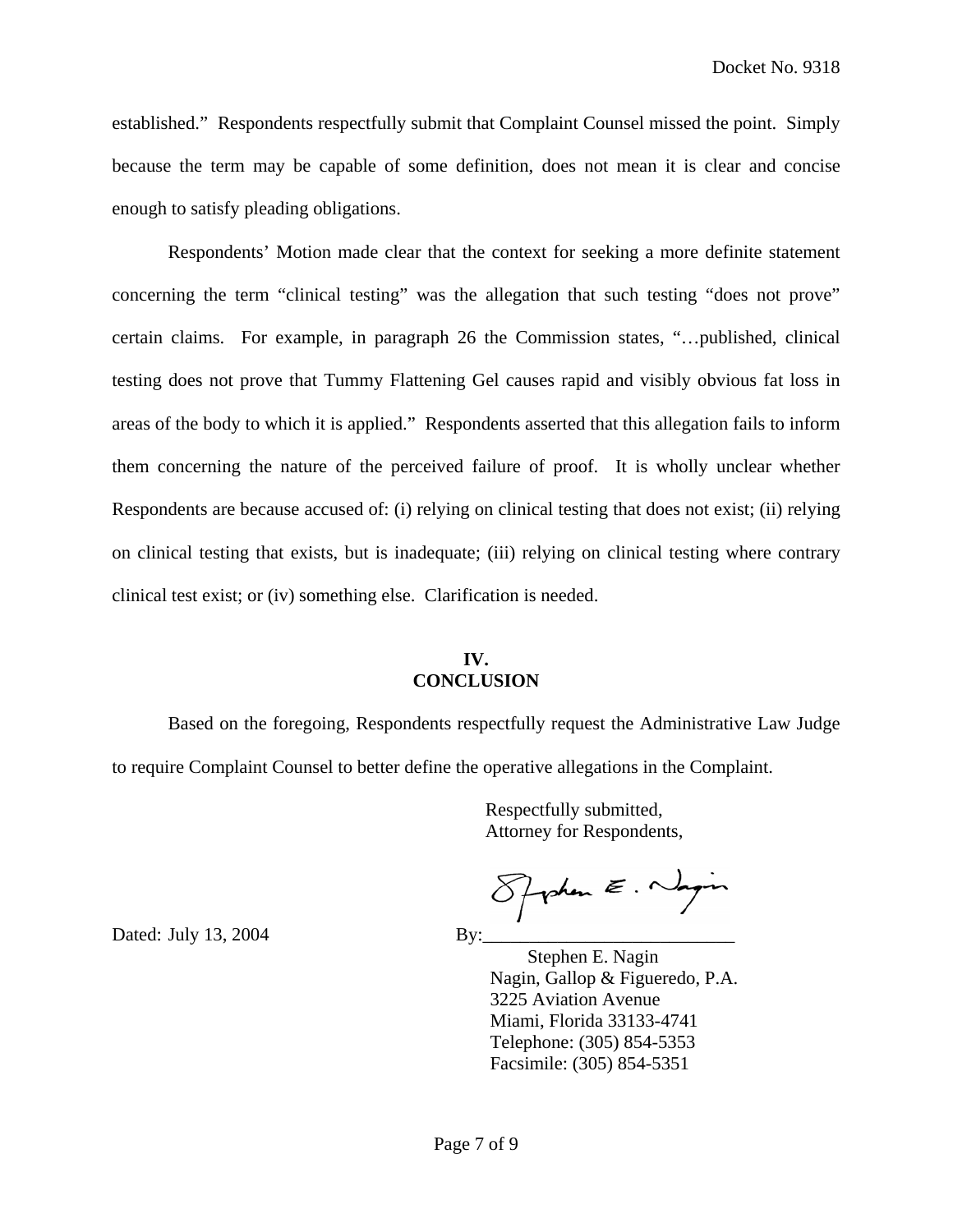established." Respondents respectfully submit that Complaint Counsel missed the point. Simply because the term may be capable of some definition, does not mean it is clear and concise enough to satisfy pleading obligations.

Respondents' Motion made clear that the context for seeking a more definite statement concerning the term "clinical testing" was the allegation that such testing "does not prove" certain claims. For example, in paragraph 26 the Commission states, "…published, clinical testing does not prove that Tummy Flattening Gel causes rapid and visibly obvious fat loss in areas of the body to which it is applied." Respondents asserted that this allegation fails to inform them concerning the nature of the perceived failure of proof. It is wholly unclear whether Respondents are because accused of: (i) relying on clinical testing that does not exist; (ii) relying on clinical testing that exists, but is inadequate; (iii) relying on clinical testing where contrary clinical test exist; or (iv) something else. Clarification is needed.

## IV.
## CONCLUSION

Based on the foregoing, Respondents respectfully request the Administrative Law Judge to require Complaint Counsel to better define the operative allegations in the Complaint.

Respectfully submitted,
Attorney for Respondents,

Dated: July 13, 2004

By: Stephen E. Nagin

Stephen E. Nagin
Nagin, Gallop & Figueredo, P.A.
3225 Aviation Avenue
Miami, Florida 33133-4741
Telephone: (305) 854-5353
Facsimile: (305) 854-5351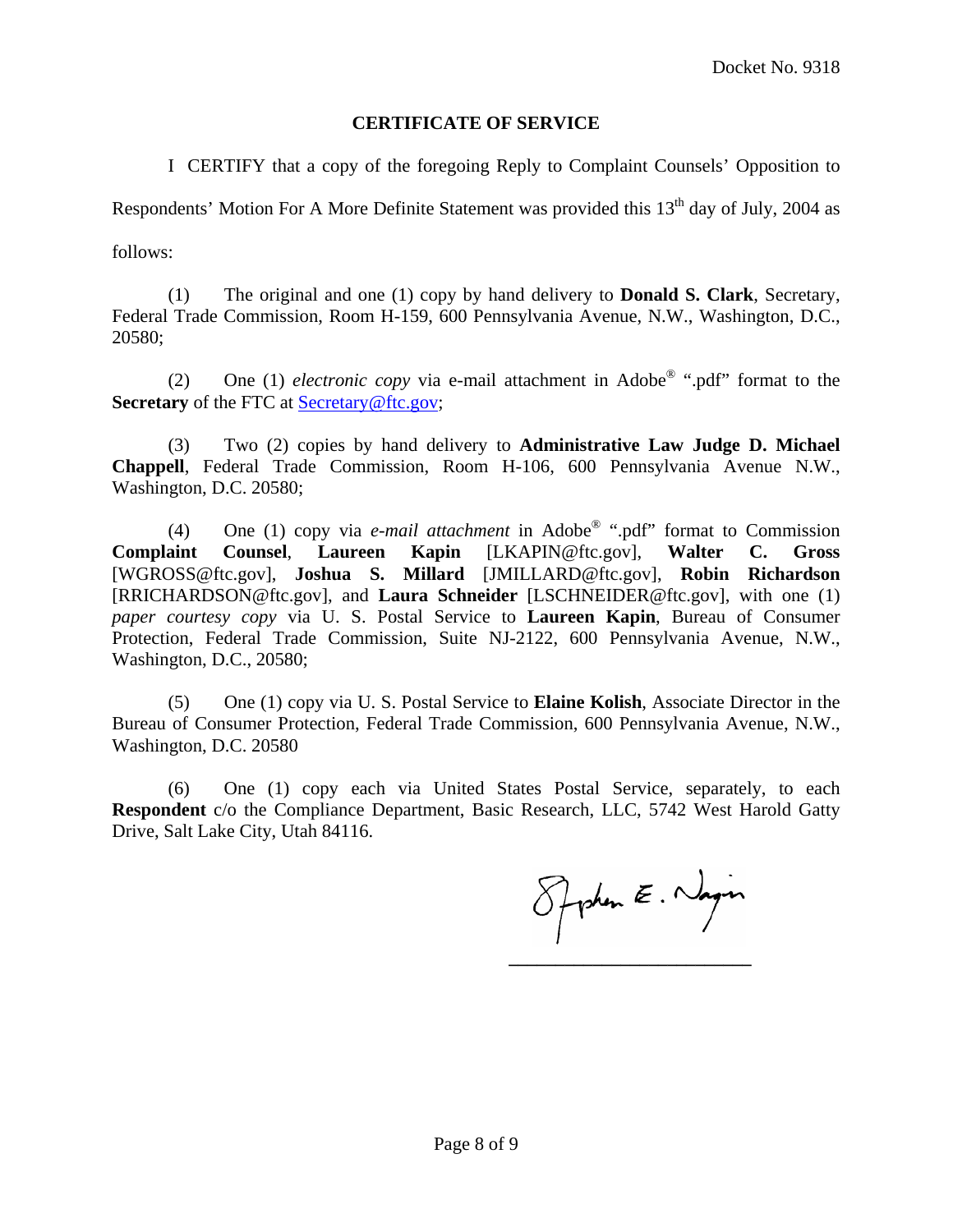Docket No. 9318

## CERTIFICATE OF SERVICE

I CERTIFY that a copy of the foregoing Reply to Complaint Counsels' Opposition to Respondents' Motion For A More Definite Statement was provided this 13th day of July, 2004 as follows:

(1) The original and one (1) copy by hand delivery to **Donald S. Clark**, Secretary, Federal Trade Commission, Room H-159, 600 Pennsylvania Avenue, N.W., Washington, D.C., 20580;

(2) One (1) *electronic copy* via e-mail attachment in Adobe® ".pdf" format to the **Secretary** of the FTC at Secretary@ftc.gov;

(3) Two (2) copies by hand delivery to **Administrative Law Judge D. Michael Chappell**, Federal Trade Commission, Room H-106, 600 Pennsylvania Avenue N.W., Washington, D.C. 20580;

(4) One (1) copy via *e-mail attachment* in Adobe® ".pdf" format to Commission **Complaint Counsel**, **Laureen Kapin** [LKAPIN@ftc.gov], **Walter C. Gross** [WGROSS@ftc.gov], **Joshua S. Millard** [JMILLARD@ftc.gov], **Robin Richardson** [RRICHARDSON@ftc.gov], and **Laura Schneider** [LSCHNEIDER@ftc.gov], with one (1) *paper courtesy copy* via U. S. Postal Service to **Laureen Kapin**, Bureau of Consumer Protection, Federal Trade Commission, Suite NJ-2122, 600 Pennsylvania Avenue, N.W., Washington, D.C., 20580;

(5) One (1) copy via U. S. Postal Service to **Elaine Kolish**, Associate Director in the Bureau of Consumer Protection, Federal Trade Commission, 600 Pennsylvania Avenue, N.W., Washington, D.C. 20580

(6) One (1) copy each via United States Postal Service, separately, to each **Respondent** c/o the Compliance Department, Basic Research, LLC, 5742 West Harold Gatty Drive, Salt Lake City, Utah 84116.

Stephen E. Nagin

\_\_\_\_\_\_\_\_\_\_\_\_\_\_\_\_\_\_\_\_\_\_\_\_\_\_\_\_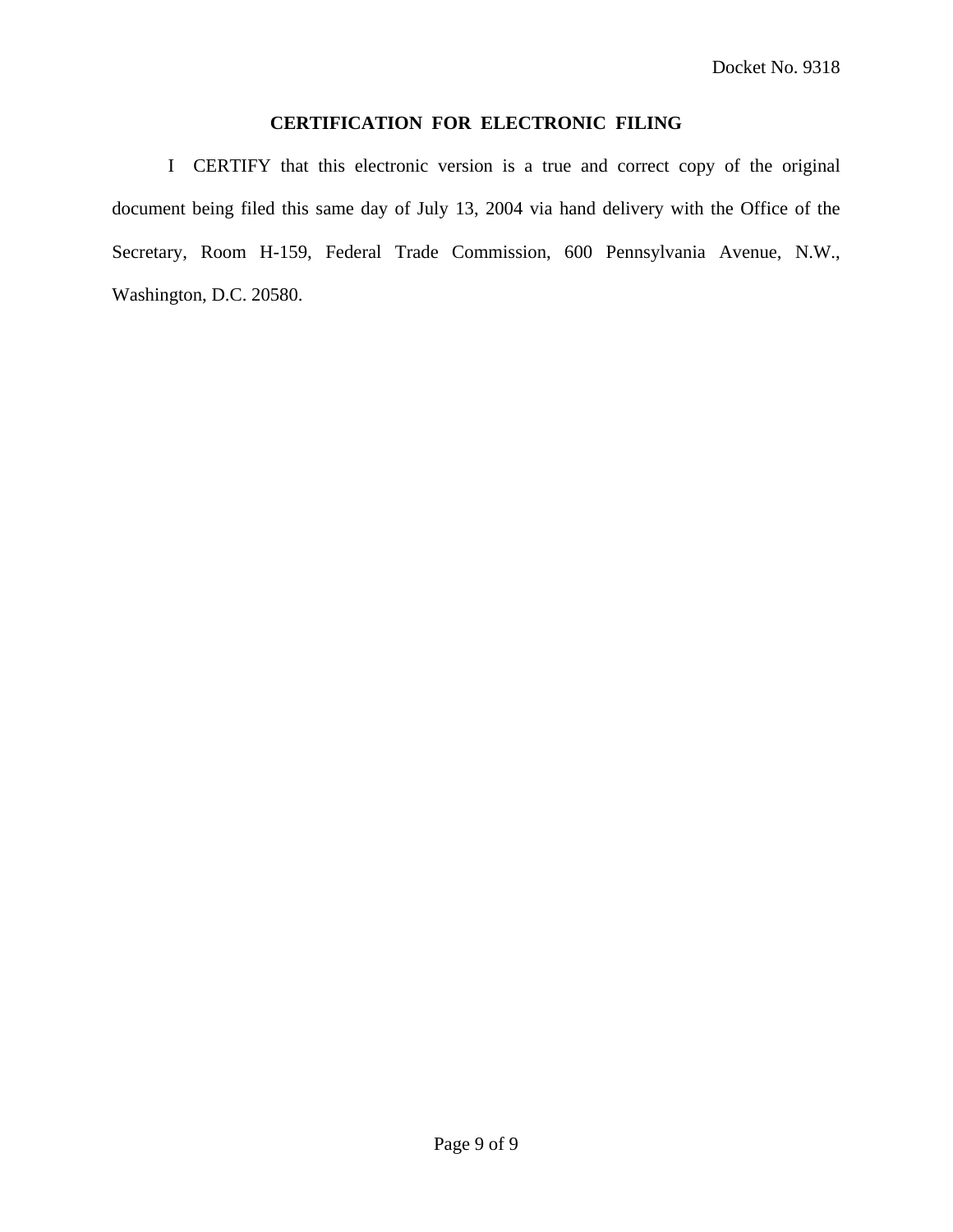Docket No. 9318

## CERTIFICATION FOR ELECTRONIC FILING

I CERTIFY that this electronic version is a true and correct copy of the original document being filed this same day of July 13, 2004 via hand delivery with the Office of the Secretary, Room H-159, Federal Trade Commission, 600 Pennsylvania Avenue, N.W., Washington, D.C. 20580.